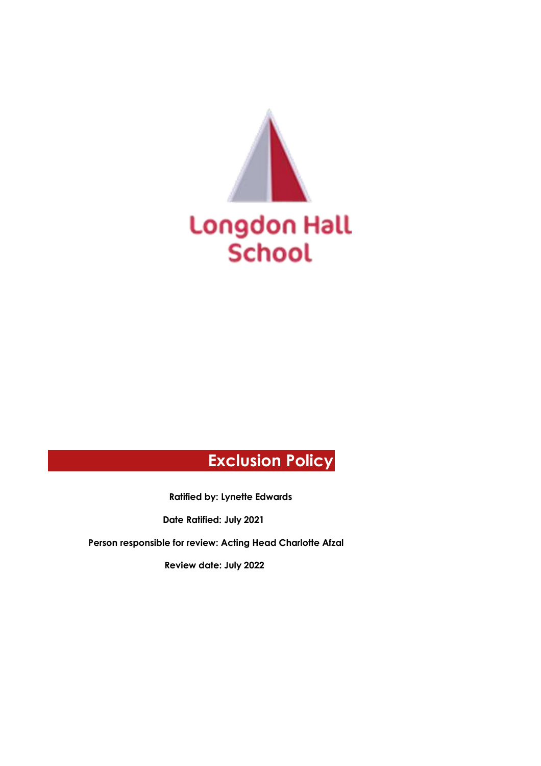Longdon Hall School

# Exclusion Policy

**Ratified by: Lynette Edwards**

**Date Ratified: July 2021**

**Person responsible for review: Acting Head Charlotte Afzal**

**Review date: July 2022**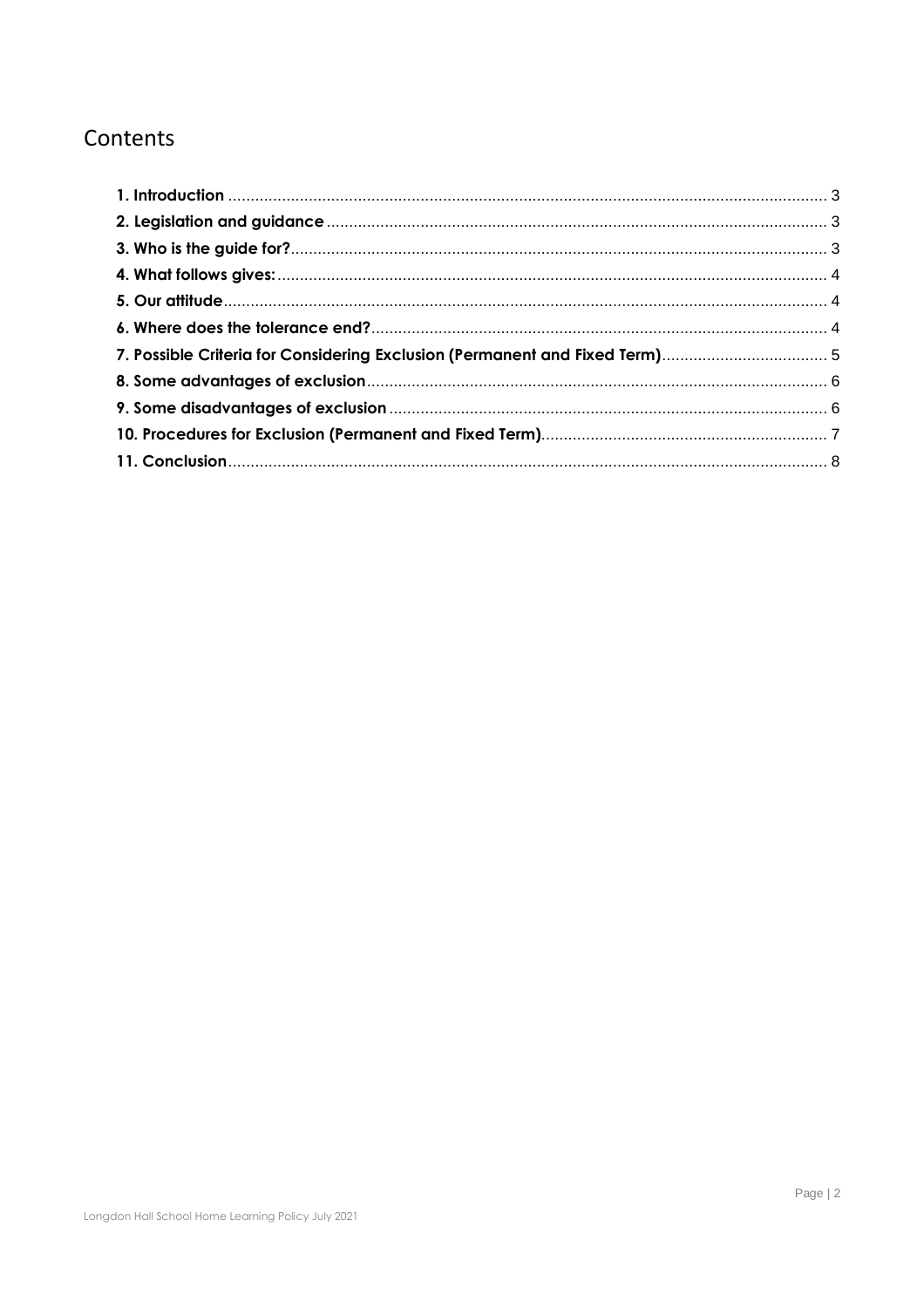# Contents

- **1. Introduction** .................... 3
- **2. Legislation and guidance** .................... 3
- **3. Who is the guide for?** .................... 3
- **4. What follows gives:** .................... 4
- **5. Our attitude** .................... 4
- **6. Where does the tolerance end?** .................... 4
- **7. Possible Criteria for Considering Exclusion (Permanent and Fixed Term)** .................... 5
- **8. Some advantages of exclusion** .................... 6
- **9. Some disadvantages of exclusion** .................... 6
- **10. Procedures for Exclusion (Permanent and Fixed Term)** .................... 7
- **11. Conclusion** .................... 8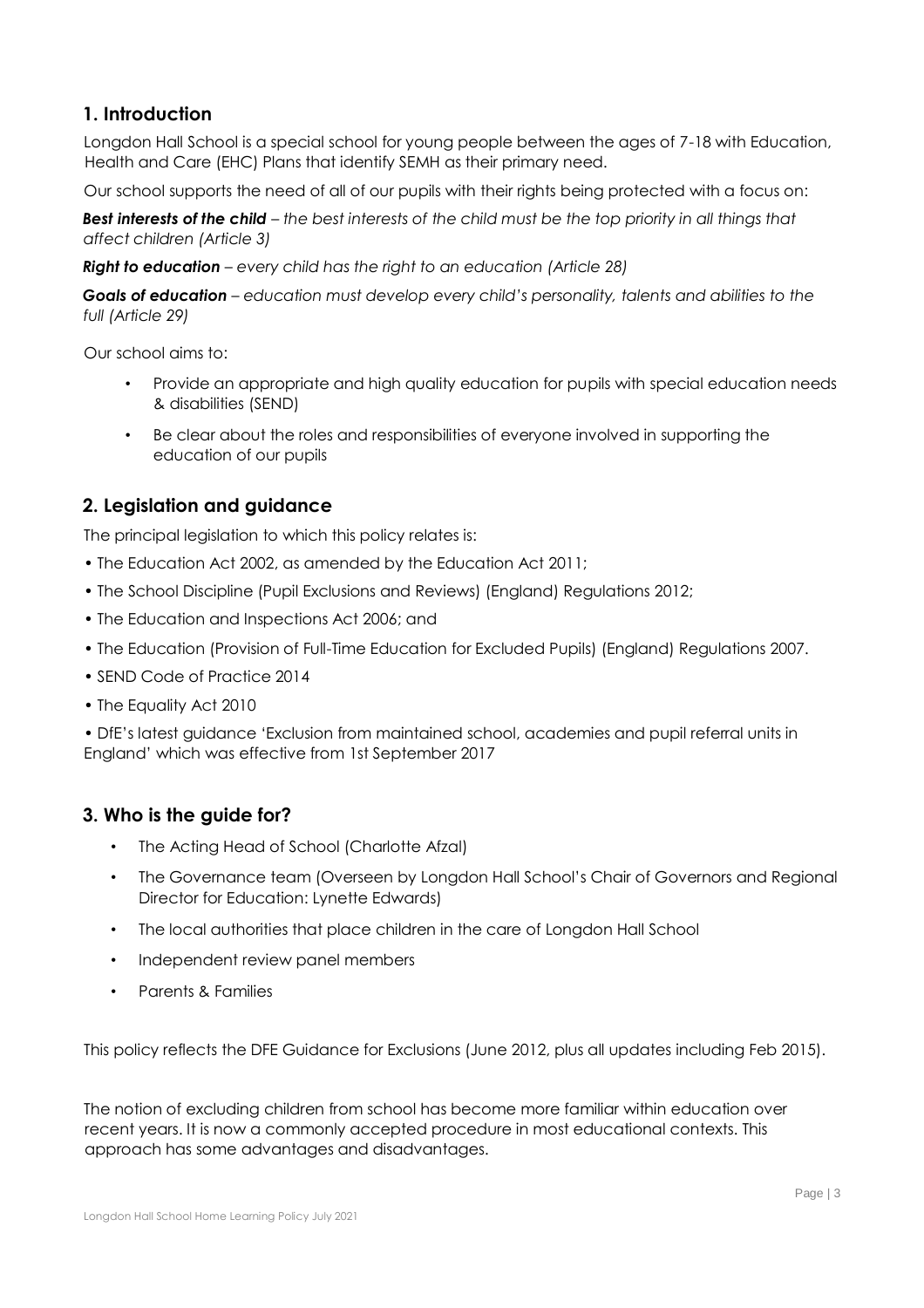## 1. Introduction

Longdon Hall School is a special school for young people between the ages of 7-18 with Education, Health and Care (EHC) Plans that identify SEMH as their primary need.

Our school supports the need of all of our pupils with their rights being protected with a focus on:

***Best interests of the child*** *– the best interests of the child must be the top priority in all things that affect children (Article 3)*

***Right to education*** *– every child has the right to an education (Article 28)*

***Goals of education*** *– education must develop every child's personality, talents and abilities to the full (Article 29)*

Our school aims to:

- Provide an appropriate and high quality education for pupils with special education needs & disabilities (SEND)
- Be clear about the roles and responsibilities of everyone involved in supporting the education of our pupils

## 2. Legislation and guidance

The principal legislation to which this policy relates is:

- The Education Act 2002, as amended by the Education Act 2011;
- The School Discipline (Pupil Exclusions and Reviews) (England) Regulations 2012;
- The Education and Inspections Act 2006; and
- The Education (Provision of Full-Time Education for Excluded Pupils) (England) Regulations 2007.
- SEND Code of Practice 2014
- The Equality Act 2010
- DfE's latest guidance 'Exclusion from maintained school, academies and pupil referral units in England' which was effective from 1st September 2017

## 3. Who is the guide for?

- The Acting Head of School (Charlotte Afzal)
- The Governance team (Overseen by Longdon Hall School's Chair of Governors and Regional Director for Education: Lynette Edwards)
- The local authorities that place children in the care of Longdon Hall School
- Independent review panel members
- Parents & Families

This policy reflects the DFE Guidance for Exclusions (June 2012, plus all updates including Feb 2015).

The notion of excluding children from school has become more familiar within education over recent years. It is now a commonly accepted procedure in most educational contexts. This approach has some advantages and disadvantages.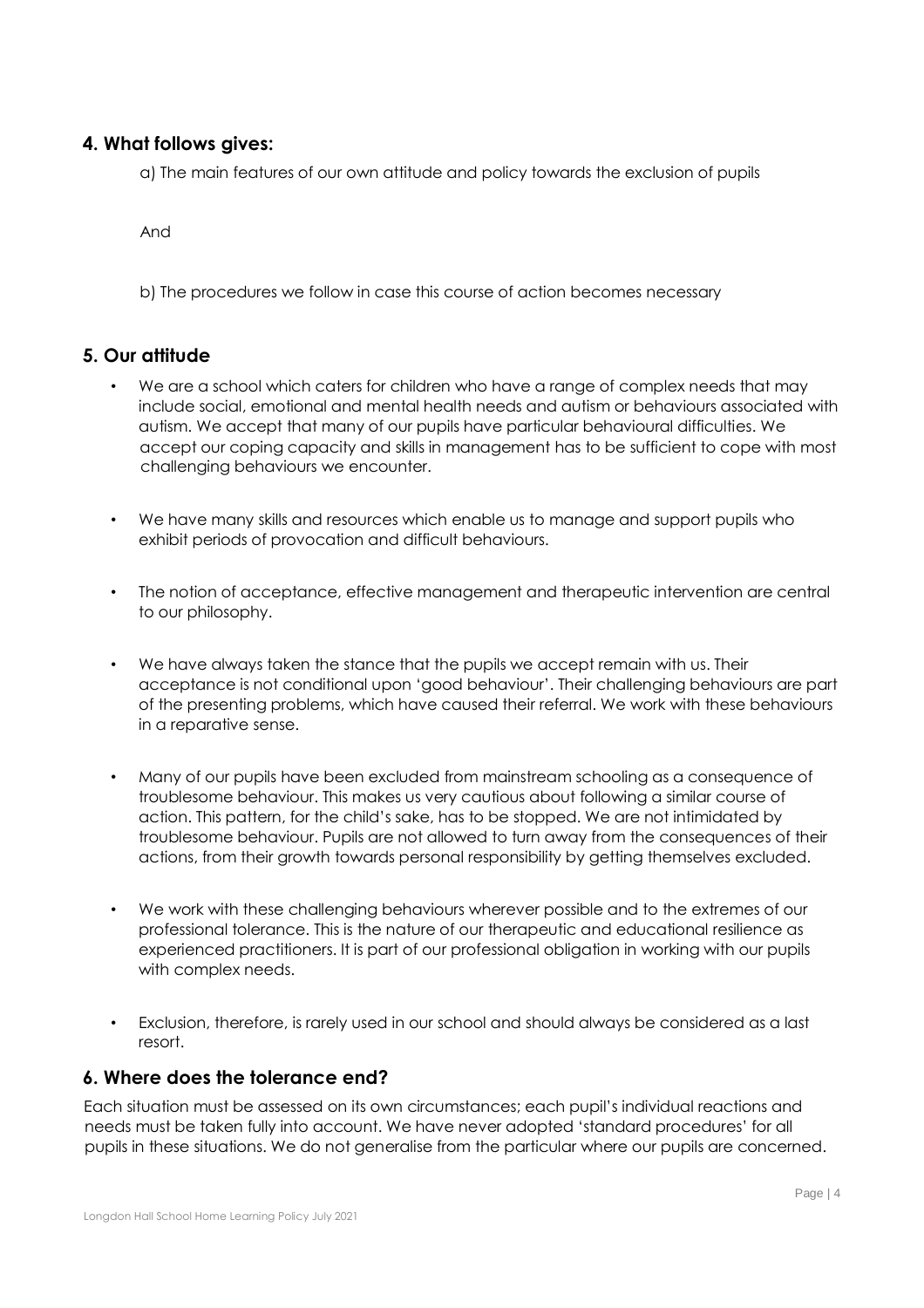## 4. What follows gives:

a) The main features of our own attitude and policy towards the exclusion of pupils

And

b) The procedures we follow in case this course of action becomes necessary

## 5. Our attitude

- We are a school which caters for children who have a range of complex needs that may include social, emotional and mental health needs and autism or behaviours associated with autism. We accept that many of our pupils have particular behavioural difficulties. We accept our coping capacity and skills in management has to be sufficient to cope with most challenging behaviours we encounter.
- We have many skills and resources which enable us to manage and support pupils who exhibit periods of provocation and difficult behaviours.
- The notion of acceptance, effective management and therapeutic intervention are central to our philosophy.
- We have always taken the stance that the pupils we accept remain with us. Their acceptance is not conditional upon 'good behaviour'. Their challenging behaviours are part of the presenting problems, which have caused their referral. We work with these behaviours in a reparative sense.
- Many of our pupils have been excluded from mainstream schooling as a consequence of troublesome behaviour. This makes us very cautious about following a similar course of action. This pattern, for the child's sake, has to be stopped. We are not intimidated by troublesome behaviour. Pupils are not allowed to turn away from the consequences of their actions, from their growth towards personal responsibility by getting themselves excluded.
- We work with these challenging behaviours wherever possible and to the extremes of our professional tolerance. This is the nature of our therapeutic and educational resilience as experienced practitioners. It is part of our professional obligation in working with our pupils with complex needs.
- Exclusion, therefore, is rarely used in our school and should always be considered as a last resort.

## 6. Where does the tolerance end?

Each situation must be assessed on its own circumstances; each pupil's individual reactions and needs must be taken fully into account. We have never adopted 'standard procedures' for all pupils in these situations. We do not generalise from the particular where our pupils are concerned.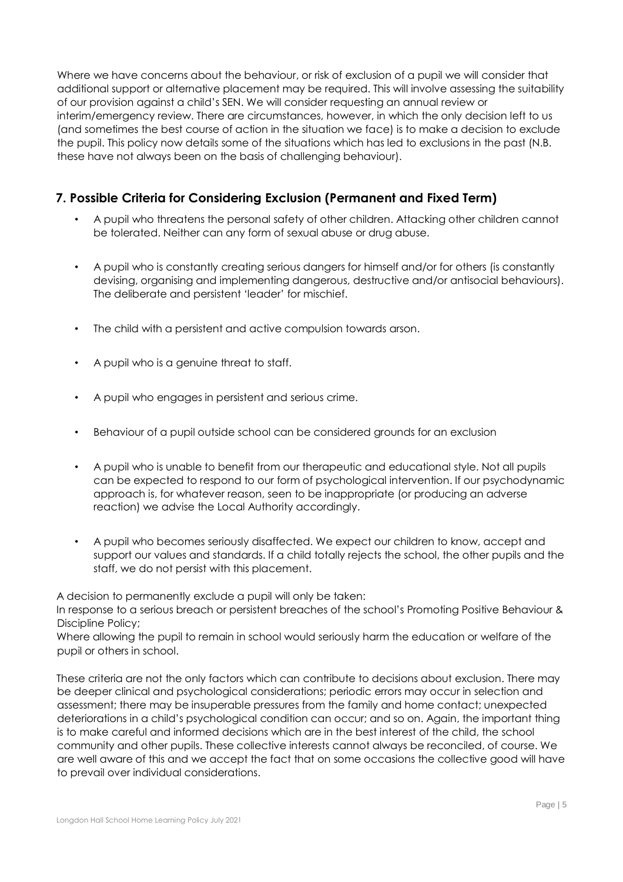Where we have concerns about the behaviour, or risk of exclusion of a pupil we will consider that additional support or alternative placement may be required. This will involve assessing the suitability of our provision against a child's SEN. We will consider requesting an annual review or interim/emergency review. There are circumstances, however, in which the only decision left to us (and sometimes the best course of action in the situation we face) is to make a decision to exclude the pupil. This policy now details some of the situations which has led to exclusions in the past (N.B. these have not always been on the basis of challenging behaviour).

## 7. Possible Criteria for Considering Exclusion (Permanent and Fixed Term)

- A pupil who threatens the personal safety of other children. Attacking other children cannot be tolerated. Neither can any form of sexual abuse or drug abuse.
- A pupil who is constantly creating serious dangers for himself and/or for others (is constantly devising, organising and implementing dangerous, destructive and/or antisocial behaviours). The deliberate and persistent 'leader' for mischief.
- The child with a persistent and active compulsion towards arson.
- A pupil who is a genuine threat to staff.
- A pupil who engages in persistent and serious crime.
- Behaviour of a pupil outside school can be considered grounds for an exclusion
- A pupil who is unable to benefit from our therapeutic and educational style. Not all pupils can be expected to respond to our form of psychological intervention. If our psychodynamic approach is, for whatever reason, seen to be inappropriate (or producing an adverse reaction) we advise the Local Authority accordingly.
- A pupil who becomes seriously disaffected. We expect our children to know, accept and support our values and standards. If a child totally rejects the school, the other pupils and the staff, we do not persist with this placement.

A decision to permanently exclude a pupil will only be taken:
In response to a serious breach or persistent breaches of the school's Promoting Positive Behaviour & Discipline Policy;
Where allowing the pupil to remain in school would seriously harm the education or welfare of the pupil or others in school.

These criteria are not the only factors which can contribute to decisions about exclusion. There may be deeper clinical and psychological considerations; periodic errors may occur in selection and assessment; there may be insuperable pressures from the family and home contact; unexpected deteriorations in a child's psychological condition can occur; and so on. Again, the important thing is to make careful and informed decisions which are in the best interest of the child, the school community and other pupils. These collective interests cannot always be reconciled, of course. We are well aware of this and we accept the fact that on some occasions the collective good will have to prevail over individual considerations.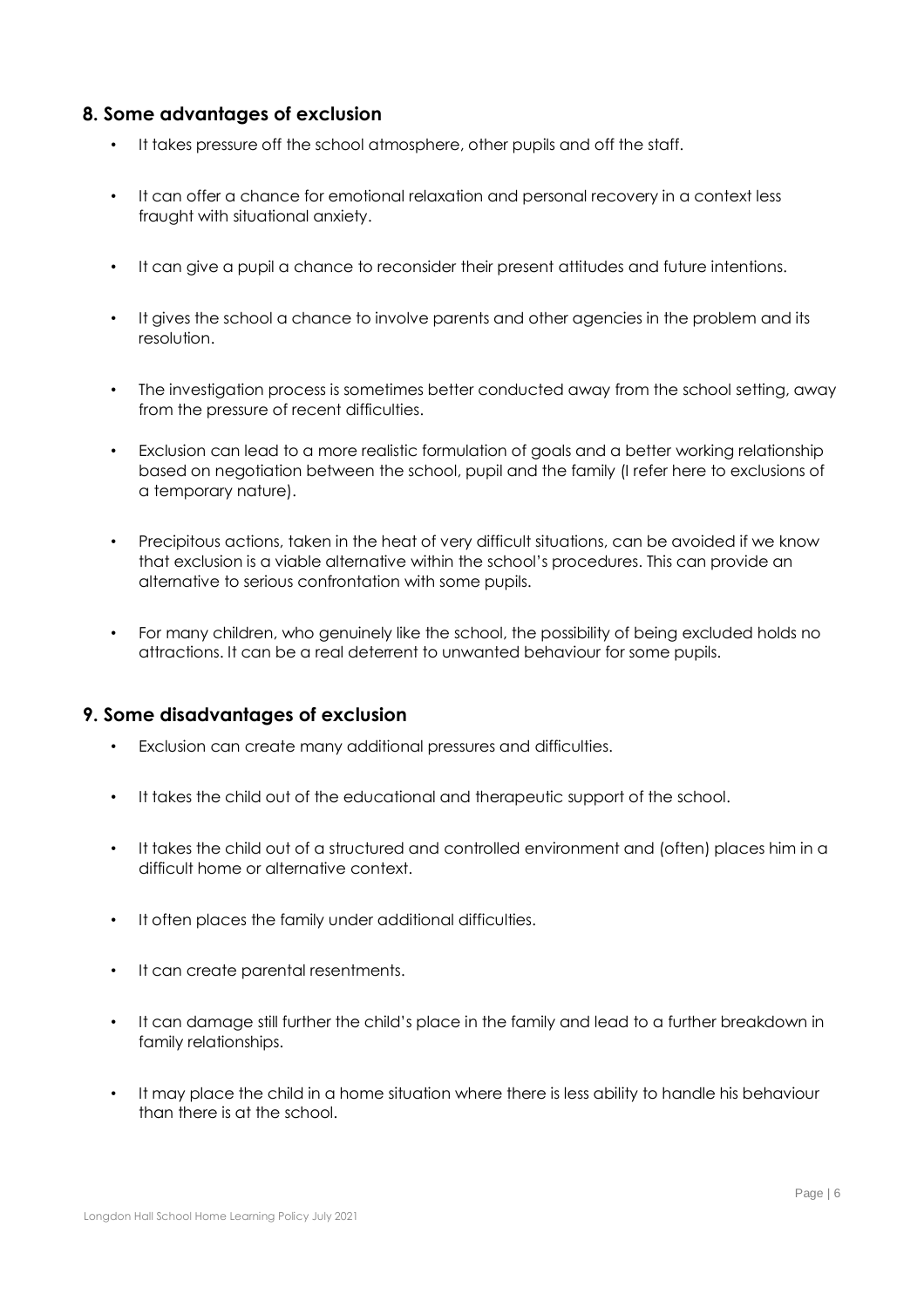## 8. Some advantages of exclusion

- It takes pressure off the school atmosphere, other pupils and off the staff.
- It can offer a chance for emotional relaxation and personal recovery in a context less fraught with situational anxiety.
- It can give a pupil a chance to reconsider their present attitudes and future intentions.
- It gives the school a chance to involve parents and other agencies in the problem and its resolution.
- The investigation process is sometimes better conducted away from the school setting, away from the pressure of recent difficulties.
- Exclusion can lead to a more realistic formulation of goals and a better working relationship based on negotiation between the school, pupil and the family (I refer here to exclusions of a temporary nature).
- Precipitous actions, taken in the heat of very difficult situations, can be avoided if we know that exclusion is a viable alternative within the school's procedures. This can provide an alternative to serious confrontation with some pupils.
- For many children, who genuinely like the school, the possibility of being excluded holds no attractions. It can be a real deterrent to unwanted behaviour for some pupils.

## 9. Some disadvantages of exclusion

- Exclusion can create many additional pressures and difficulties.
- It takes the child out of the educational and therapeutic support of the school.
- It takes the child out of a structured and controlled environment and (often) places him in a difficult home or alternative context.
- It often places the family under additional difficulties.
- It can create parental resentments.
- It can damage still further the child's place in the family and lead to a further breakdown in family relationships.
- It may place the child in a home situation where there is less ability to handle his behaviour than there is at the school.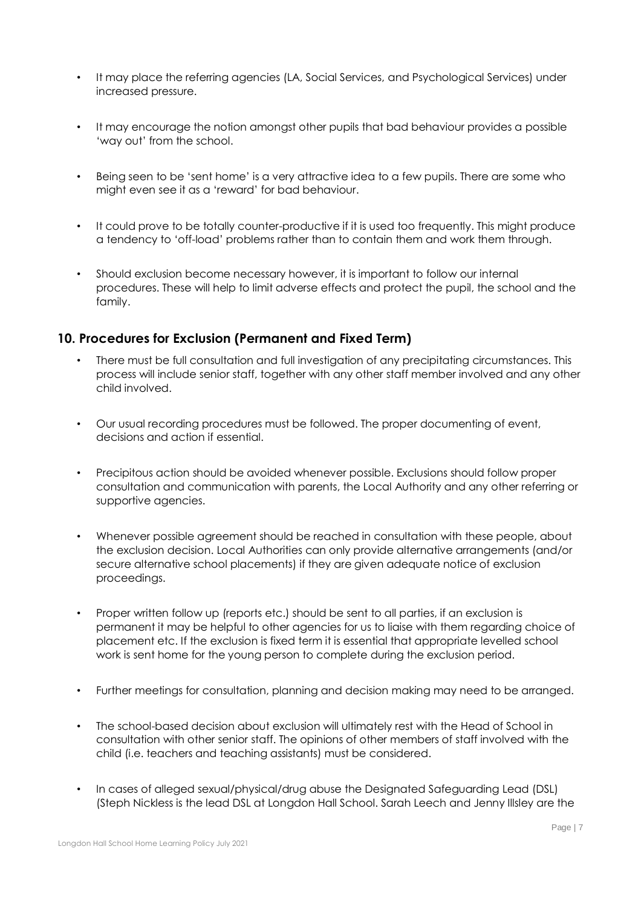- It may place the referring agencies (LA, Social Services, and Psychological Services) under increased pressure.

- It may encourage the notion amongst other pupils that bad behaviour provides a possible 'way out' from the school.

- Being seen to be 'sent home' is a very attractive idea to a few pupils. There are some who might even see it as a 'reward' for bad behaviour.

- It could prove to be totally counter-productive if it is used too frequently. This might produce a tendency to 'off-load' problems rather than to contain them and work them through.

- Should exclusion become necessary however, it is important to follow our internal procedures. These will help to limit adverse effects and protect the pupil, the school and the family.

## 10. Procedures for Exclusion (Permanent and Fixed Term)

- There must be full consultation and full investigation of any precipitating circumstances. This process will include senior staff, together with any other staff member involved and any other child involved.

- Our usual recording procedures must be followed. The proper documenting of event, decisions and action if essential.

- Precipitous action should be avoided whenever possible. Exclusions should follow proper consultation and communication with parents, the Local Authority and any other referring or supportive agencies.

- Whenever possible agreement should be reached in consultation with these people, about the exclusion decision. Local Authorities can only provide alternative arrangements (and/or secure alternative school placements) if they are given adequate notice of exclusion proceedings.

- Proper written follow up (reports etc.) should be sent to all parties, if an exclusion is permanent it may be helpful to other agencies for us to liaise with them regarding choice of placement etc. If the exclusion is fixed term it is essential that appropriate levelled school work is sent home for the young person to complete during the exclusion period.

- Further meetings for consultation, planning and decision making may need to be arranged.

- The school-based decision about exclusion will ultimately rest with the Head of School in consultation with other senior staff. The opinions of other members of staff involved with the child (i.e. teachers and teaching assistants) must be considered.

- In cases of alleged sexual/physical/drug abuse the Designated Safeguarding Lead (DSL) (Steph Nickless is the lead DSL at Longdon Hall School. Sarah Leech and Jenny Illsley are the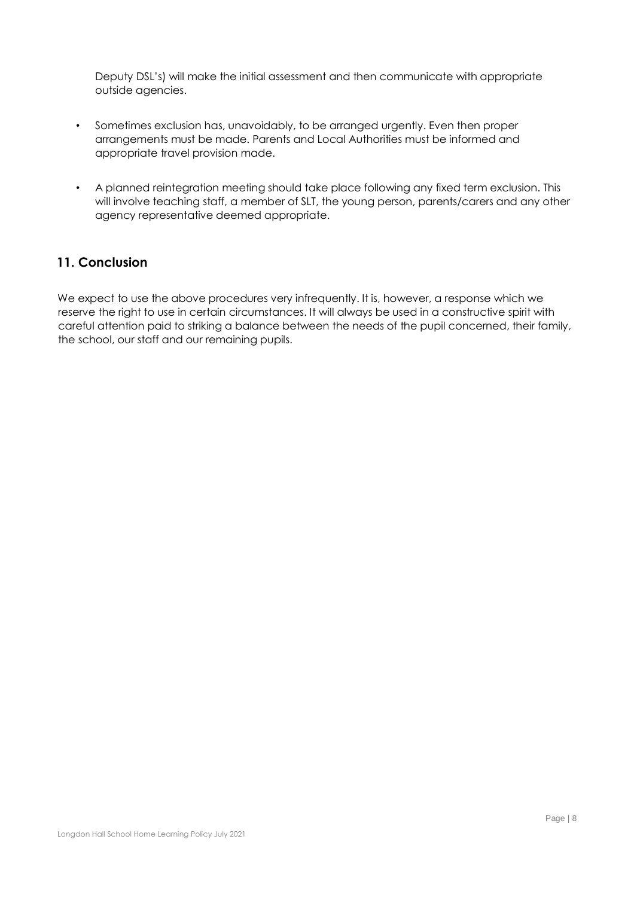Deputy DSL's) will make the initial assessment and then communicate with appropriate outside agencies.

- Sometimes exclusion has, unavoidably, to be arranged urgently. Even then proper arrangements must be made. Parents and Local Authorities must be informed and appropriate travel provision made.

- A planned reintegration meeting should take place following any fixed term exclusion. This will involve teaching staff, a member of SLT, the young person, parents/carers and any other agency representative deemed appropriate.

## 11. Conclusion

We expect to use the above procedures very infrequently. It is, however, a response which we reserve the right to use in certain circumstances. It will always be used in a constructive spirit with careful attention paid to striking a balance between the needs of the pupil concerned, their family, the school, our staff and our remaining pupils.